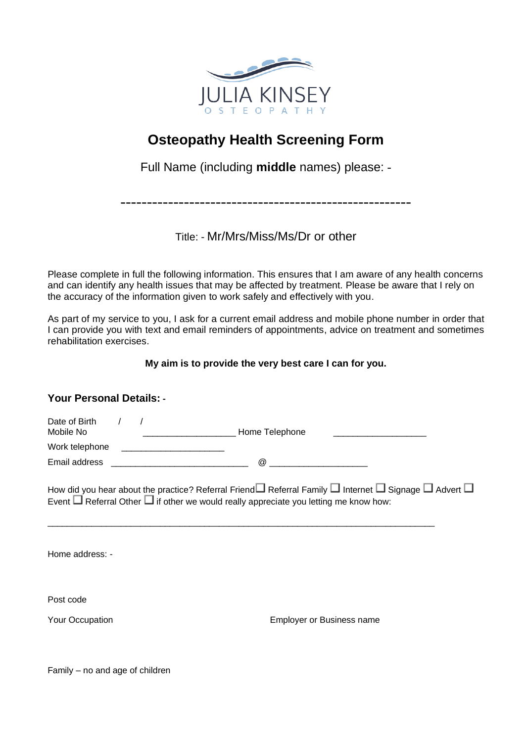JULIA KINSEY
OSTEOPATHY

# Osteopathy Health Screening Form

Full Name (including **middle** names) please: -

-------------------------------------------------------

Title: - Mr/Mrs/Miss/Ms/Dr or other

Please complete in full the following information. This ensures that I am aware of any health concerns and can identify any health issues that may be affected by treatment. Please be aware that I rely on the accuracy of the information given to work safely and effectively with you.

As part of my service to you, I ask for a current email address and mobile phone number in order that I can provide you with text and email reminders of appointments, advice on treatment and sometimes rehabilitation exercises.

**My aim is to provide the very best care I can for you.**

## Your Personal Details: -

Date of Birth / /

Mobile No ___________________ Home Telephone ___________________

Work telephone _____________________

Email address ____________________________ @ ____________________

How did you hear about the practice? Referral Friend ☐ Referral Family ☐ Internet ☐ Signage ☐ Advert ☐ Event ☐ Referral Other ☐ if other we would really appreciate you letting me know how:

_______________________________________________________________________________

Home address: -

Post code

Your Occupation

Employer or Business name

Family – no and age of children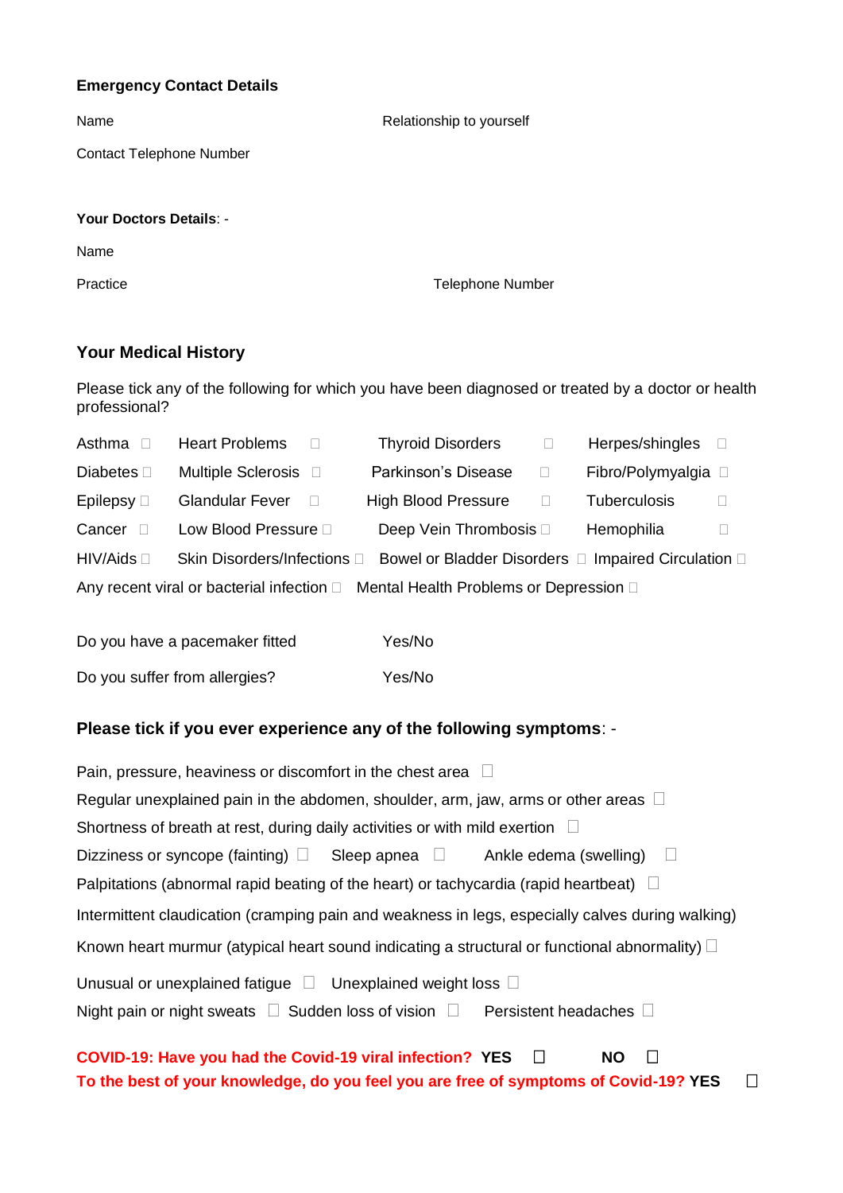### Emergency Contact Details

Name Relationship to yourself

Contact Telephone Number

**Your Doctors Details**: -

Name

Practice Telephone Number

## Your Medical History

Please tick any of the following for which you have been diagnosed or treated by a doctor or health professional?

| | | | |
|---|---|---|---|
| Asthma ☐ | Heart Problems ☐ | Thyroid Disorders ☐ | Herpes/shingles ☐ |
| Diabetes ☐ | Multiple Sclerosis ☐ | Parkinson's Disease ☐ | Fibro/Polymyalgia ☐ |
| Epilepsy ☐ | Glandular Fever ☐ | High Blood Pressure ☐ | Tuberculosis ☐ |
| Cancer ☐ | Low Blood Pressure ☐ | Deep Vein Thrombosis ☐ | Hemophilia ☐ |
| HIV/Aids ☐ | Skin Disorders/Infections ☐ | Bowel or Bladder Disorders ☐ | Impaired Circulation ☐ |

Any recent viral or bacterial infection ☐ Mental Health Problems or Depression ☐

Do you have a pacemaker fitted Yes/No

Do you suffer from allergies? Yes/No

### Please tick if you ever experience any of the following symptoms: -

Pain, pressure, heaviness or discomfort in the chest area ☐

Regular unexplained pain in the abdomen, shoulder, arm, jaw, arms or other areas ☐

Shortness of breath at rest, during daily activities or with mild exertion ☐

Dizziness or syncope (fainting) ☐ Sleep apnea ☐ Ankle edema (swelling) ☐

Palpitations (abnormal rapid beating of the heart) or tachycardia (rapid heartbeat) ☐

Intermittent claudication (cramping pain and weakness in legs, especially calves during walking)

Known heart murmur (atypical heart sound indicating a structural or functional abnormality) ☐

Unusual or unexplained fatigue ☐ Unexplained weight loss ☐

Night pain or night sweats ☐ Sudden loss of vision ☐ Persistent headaches ☐

**COVID-19: Have you had the Covid-19 viral infection? YES ☐ NO ☐**

**To the best of your knowledge, do you feel you are free of symptoms of Covid-19? YES ☐**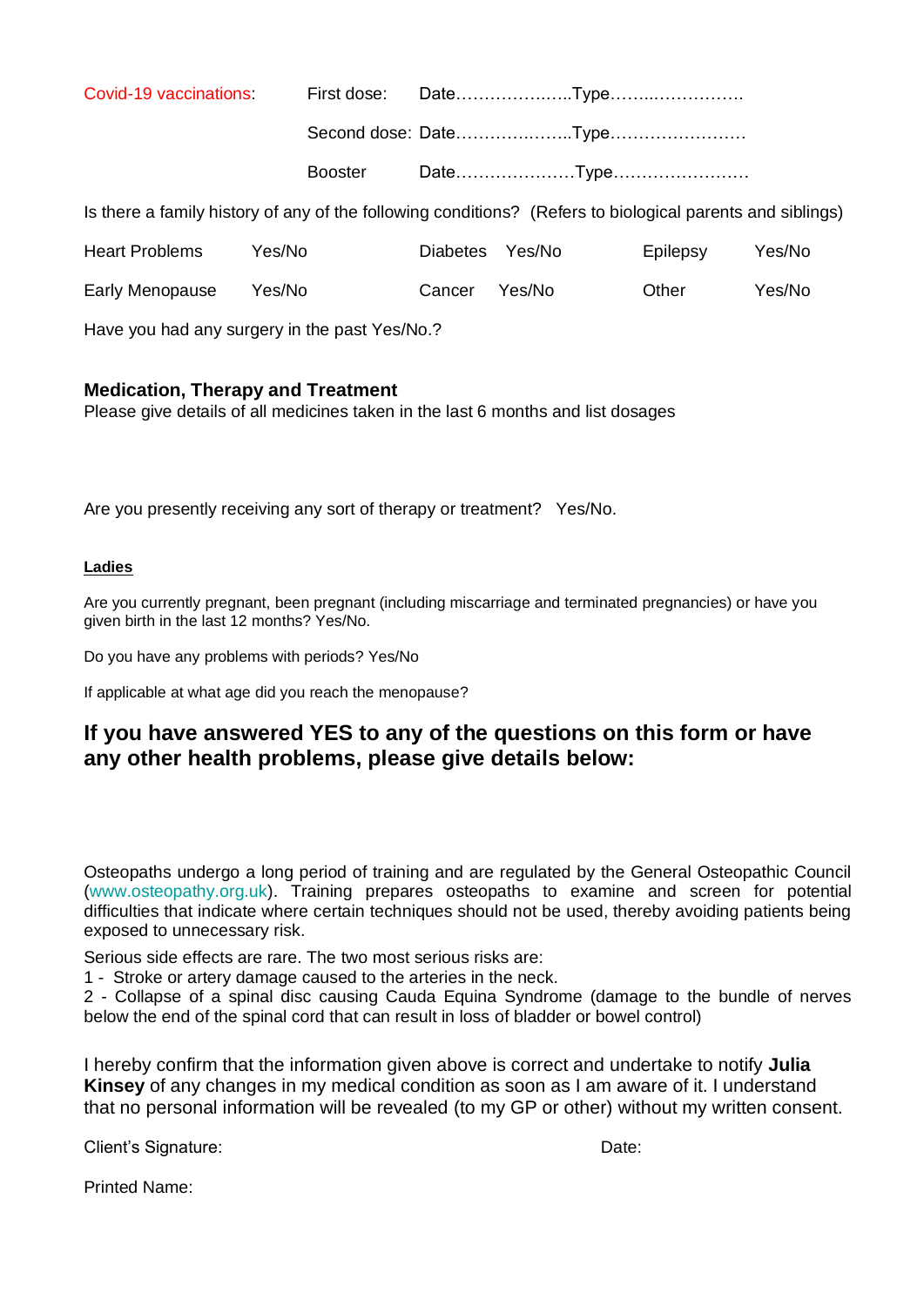Covid-19 vaccinations: First dose: Date………………..Type……..…………….

Second dose: Date………….……..Type……………………

Booster Date…………………Type……………………

Is there a family history of any of the following conditions? (Refers to biological parents and siblings)

| | | | | | |
|---|---|---|---|---|---|
| Heart Problems | Yes/No | Diabetes | Yes/No | Epilepsy | Yes/No |
| Early Menopause | Yes/No | Cancer | Yes/No | Other | Yes/No |

Have you had any surgery in the past Yes/No.?

**Medication, Therapy and Treatment**
Please give details of all medicines taken in the last 6 months and list dosages

Are you presently receiving any sort of therapy or treatment? Yes/No.

**Ladies**

Are you currently pregnant, been pregnant (including miscarriage and terminated pregnancies) or have you given birth in the last 12 months? Yes/No.

Do you have any problems with periods? Yes/No

If applicable at what age did you reach the menopause?

## If you have answered YES to any of the questions on this form or have any other health problems, please give details below:

Osteopaths undergo a long period of training and are regulated by the General Osteopathic Council (www.osteopathy.org.uk). Training prepares osteopaths to examine and screen for potential difficulties that indicate where certain techniques should not be used, thereby avoiding patients being exposed to unnecessary risk.

Serious side effects are rare. The two most serious risks are:
1 - Stroke or artery damage caused to the arteries in the neck.
2 - Collapse of a spinal disc causing Cauda Equina Syndrome (damage to the bundle of nerves below the end of the spinal cord that can result in loss of bladder or bowel control)

I hereby confirm that the information given above is correct and undertake to notify **Julia Kinsey** of any changes in my medical condition as soon as I am aware of it. I understand that no personal information will be revealed (to my GP or other) without my written consent.

Client's Signature: Date:

Printed Name: